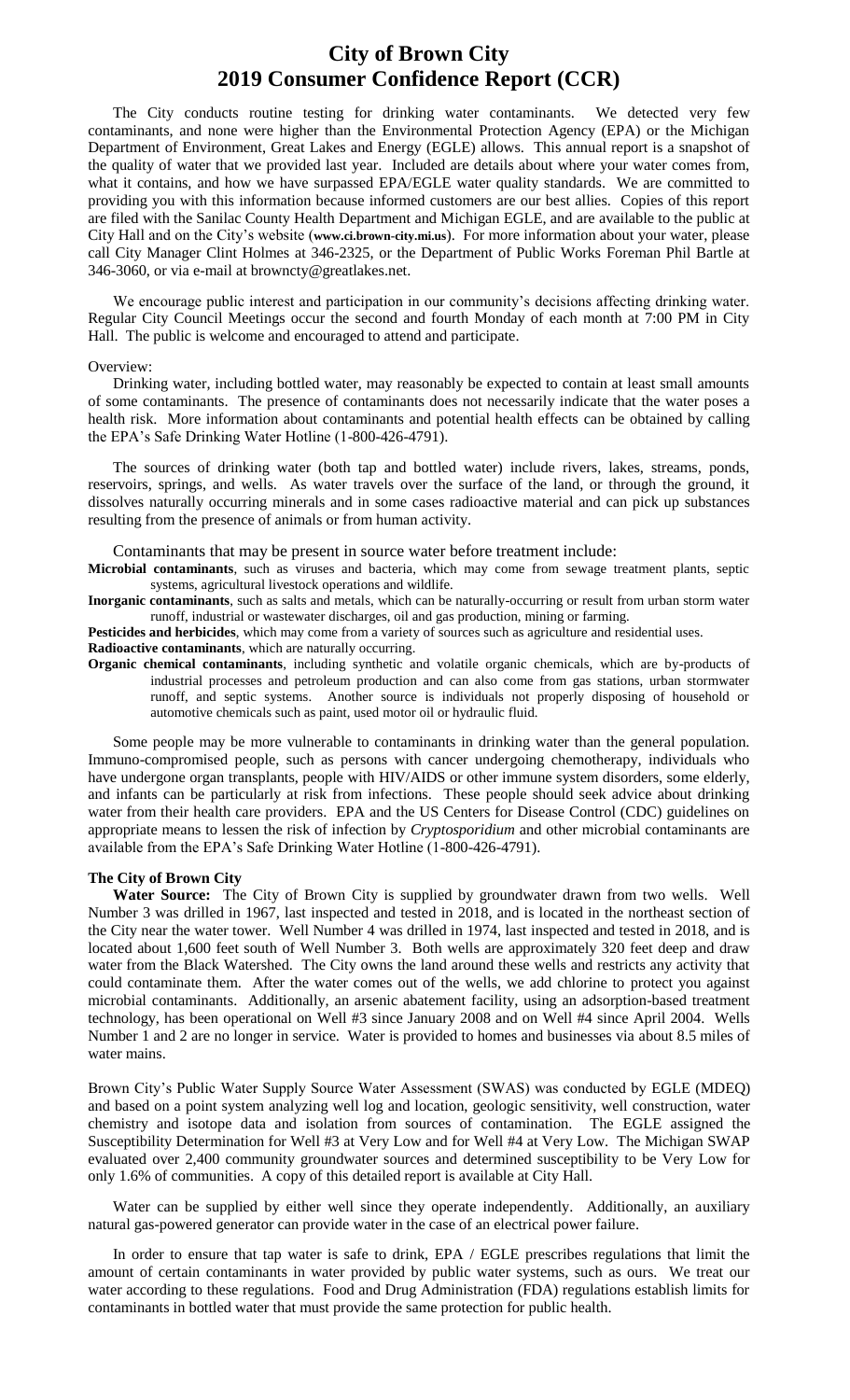# City of Brown City
# 2019 Consumer Confidence Report (CCR)

The City conducts routine testing for drinking water contaminants. We detected very few contaminants, and none were higher than the Environmental Protection Agency (EPA) or the Michigan Department of Environment, Great Lakes and Energy (EGLE) allows. This annual report is a snapshot of the quality of water that we provided last year. Included are details about where your water comes from, what it contains, and how we have surpassed EPA/EGLE water quality standards. We are committed to providing you with this information because informed customers are our best allies. Copies of this report are filed with the Sanilac County Health Department and Michigan EGLE, and are available to the public at City Hall and on the City's website (**www.ci.brown-city.mi.us**). For more information about your water, please call City Manager Clint Holmes at 346-2325, or the Department of Public Works Foreman Phil Bartle at 346-3060, or via e-mail at browncty@greatlakes.net.

We encourage public interest and participation in our community's decisions affecting drinking water. Regular City Council Meetings occur the second and fourth Monday of each month at 7:00 PM in City Hall. The public is welcome and encouraged to attend and participate.

Overview:

Drinking water, including bottled water, may reasonably be expected to contain at least small amounts of some contaminants. The presence of contaminants does not necessarily indicate that the water poses a health risk. More information about contaminants and potential health effects can be obtained by calling the EPA's Safe Drinking Water Hotline (1-800-426-4791).

The sources of drinking water (both tap and bottled water) include rivers, lakes, streams, ponds, reservoirs, springs, and wells. As water travels over the surface of the land, or through the ground, it dissolves naturally occurring minerals and in some cases radioactive material and can pick up substances resulting from the presence of animals or from human activity.

Contaminants that may be present in source water before treatment include:

**Microbial contaminants**, such as viruses and bacteria, which may come from sewage treatment plants, septic systems, agricultural livestock operations and wildlife.

**Inorganic contaminants**, such as salts and metals, which can be naturally-occurring or result from urban storm water runoff, industrial or wastewater discharges, oil and gas production, mining or farming.

**Pesticides and herbicides**, which may come from a variety of sources such as agriculture and residential uses.

**Radioactive contaminants**, which are naturally occurring.

**Organic chemical contaminants**, including synthetic and volatile organic chemicals, which are by-products of industrial processes and petroleum production and can also come from gas stations, urban stormwater runoff, and septic systems. Another source is individuals not properly disposing of household or automotive chemicals such as paint, used motor oil or hydraulic fluid.

Some people may be more vulnerable to contaminants in drinking water than the general population. Immuno-compromised people, such as persons with cancer undergoing chemotherapy, individuals who have undergone organ transplants, people with HIV/AIDS or other immune system disorders, some elderly, and infants can be particularly at risk from infections. These people should seek advice about drinking water from their health care providers. EPA and the US Centers for Disease Control (CDC) guidelines on appropriate means to lessen the risk of infection by *Cryptosporidium* and other microbial contaminants are available from the EPA's Safe Drinking Water Hotline (1-800-426-4791).

### The City of Brown City

**Water Source:** The City of Brown City is supplied by groundwater drawn from two wells. Well Number 3 was drilled in 1967, last inspected and tested in 2018, and is located in the northeast section of the City near the water tower. Well Number 4 was drilled in 1974, last inspected and tested in 2018, and is located about 1,600 feet south of Well Number 3. Both wells are approximately 320 feet deep and draw water from the Black Watershed. The City owns the land around these wells and restricts any activity that could contaminate them. After the water comes out of the wells, we add chlorine to protect you against microbial contaminants. Additionally, an arsenic abatement facility, using an adsorption-based treatment technology, has been operational on Well #3 since January 2008 and on Well #4 since April 2004. Wells Number 1 and 2 are no longer in service. Water is provided to homes and businesses via about 8.5 miles of water mains.

Brown City's Public Water Supply Source Water Assessment (SWAS) was conducted by EGLE (MDEQ) and based on a point system analyzing well log and location, geologic sensitivity, well construction, water chemistry and isotope data and isolation from sources of contamination. The EGLE assigned the Susceptibility Determination for Well #3 at Very Low and for Well #4 at Very Low. The Michigan SWAP evaluated over 2,400 community groundwater sources and determined susceptibility to be Very Low for only 1.6% of communities. A copy of this detailed report is available at City Hall.

Water can be supplied by either well since they operate independently. Additionally, an auxiliary natural gas-powered generator can provide water in the case of an electrical power failure.

In order to ensure that tap water is safe to drink, EPA / EGLE prescribes regulations that limit the amount of certain contaminants in water provided by public water systems, such as ours. We treat our water according to these regulations. Food and Drug Administration (FDA) regulations establish limits for contaminants in bottled water that must provide the same protection for public health.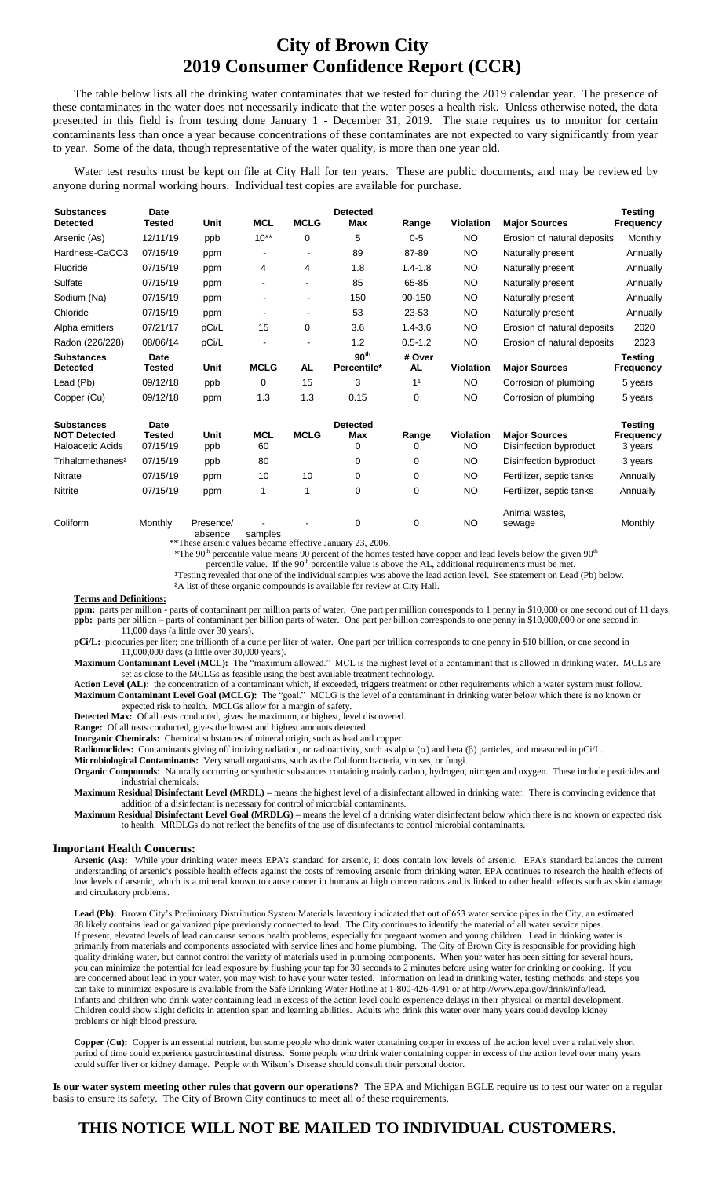# City of Brown City
# 2019 Consumer Confidence Report (CCR)

The table below lists all the drinking water contaminates that we tested for during the 2019 calendar year. The presence of these contaminates in the water does not necessarily indicate that the water poses a health risk. Unless otherwise noted, the data presented in this field is from testing done January 1 - December 31, 2019. The state requires us to monitor for certain contaminants less than once a year because concentrations of these contaminates are not expected to vary significantly from year to year. Some of the data, though representative of the water quality, is more than one year old.

Water test results must be kept on file at City Hall for ten years. These are public documents, and may be reviewed by anyone during normal working hours. Individual test copies are available for purchase.

| Substances Detected | Date Tested | Unit | MCL | MCLG | Detected Max | Range | Violation | Major Sources | Testing Frequency |
|---|---|---|---|---|---|---|---|---|---|
| Arsenic (As) | 12/11/19 | ppb | 10** | 0 | 5 | 0-5 | NO | Erosion of natural deposits | Monthly |
| Hardness-CaCO3 | 07/15/19 | ppm | - | - | 89 | 87-89 | NO | Naturally present | Annually |
| Fluoride | 07/15/19 | ppm | 4 | 4 | 1.8 | 1.4-1.8 | NO | Naturally present | Annually |
| Sulfate | 07/15/19 | ppm | - | - | 85 | 65-85 | NO | Naturally present | Annually |
| Sodium (Na) | 07/15/19 | ppm | - | - | 150 | 90-150 | NO | Naturally present | Annually |
| Chloride | 07/15/19 | ppm | - | - | 53 | 23-53 | NO | Naturally present | Annually |
| Alpha emitters | 07/21/17 | pCi/L | 15 | 0 | 3.6 | 1.4-3.6 | NO | Erosion of natural deposits | 2020 |
| Radon (226/228) | 08/06/14 | pCi/L | - | - | 1.2 | 0.5-1.2 | NO | Erosion of natural deposits | 2023 |
| **Substances Detected** | **Date Tested** | **Unit** | **MCLG** | **AL** | **90th Percentile*** | **# Over AL** | **Violation** | **Major Sources** | **Testing Frequency** |
| Lead (Pb) | 09/12/18 | ppb | 0 | 15 | 3 | 1[1] | NO | Corrosion of plumbing | 5 years |
| Copper (Cu) | 09/12/18 | ppm | 1.3 | 1.3 | 0.15 | 0 | NO | Corrosion of plumbing | 5 years |

| Substances NOT Detected | Date Tested | Unit | MCL | MCLG | Detected Max | Range | Violation | Major Sources | Testing Frequency |
|---|---|---|---|---|---|---|---|---|---|
| Haloacetic Acids | 07/15/19 | ppb | 60 | | 0 | 0 | NO | Disinfection byproduct | 3 years |
| Trihalomethanes[2] | 07/15/19 | ppb | 80 | | 0 | 0 | NO | Disinfection byproduct | 3 years |
| Nitrate | 07/15/19 | ppm | 10 | 10 | 0 | 0 | NO | Fertilizer, septic tanks | Annually |
| Nitrite | 07/15/19 | ppm | 1 | 1 | 0 | 0 | NO | Fertilizer, septic tanks | Annually |
| Coliform | Monthly | Presence/ absence samples | - | - | 0 | 0 | NO | Animal wastes, sewage | Monthly |

**These arsenic values became effective January 23, 2006.

*The 90th percentile value means 90 percent of the homes tested have copper and lead levels below the given 90th percentile value. If the 90th percentile value is above the AL, additional requirements must be met.

[1]Testing revealed that one of the individual samples was above the lead action level. See statement on Lead (Pb) below.

[2]A list of these organic compounds is available for review at City Hall.

**Terms and Definitions:**

**ppm:** parts per million - parts of contaminant per million parts of water. One part per million corresponds to 1 penny in $10,000 or one second out of 11 days.
**ppb:** parts per billion – parts of contaminant per billion parts of water. One part per billion corresponds to one penny in $10,000,000 or one second in 11,000 days (a little over 30 years).
**pCi/L:** picocuries per liter; one trillionth of a curie per liter of water. One part per trillion corresponds to one penny in $10 billion, or one second in 11,000,000 days (a little over 30,000 years).
**Maximum Contaminant Level (MCL):** The "maximum allowed." MCL is the highest level of a contaminant that is allowed in drinking water. MCLs are set as close to the MCLGs as feasible using the best available treatment technology.
**Action Level (AL):** the concentration of a contaminant which, if exceeded, triggers treatment or other requirements which a water system must follow.
**Maximum Contaminant Level Goal (MCLG):** The "goal." MCLG is the level of a contaminant in drinking water below which there is no known or expected risk to health. MCLGs allow for a margin of safety.
**Detected Max:** Of all tests conducted, gives the maximum, or highest, level discovered.
**Range:** Of all tests conducted, gives the lowest and highest amounts detected.
**Inorganic Chemicals:** Chemical substances of mineral origin, such as lead and copper.
**Radionuclides:** Contaminants giving off ionizing radiation, or radioactivity, such as alpha ($\alpha$) and beta ($\beta$) particles, and measured in pCi/L.
**Microbiological Contaminants:** Very small organisms, such as the Coliform bacteria, viruses, or fungi.
**Organic Compounds:** Naturally occurring or synthetic substances containing mainly carbon, hydrogen, nitrogen and oxygen. These include pesticides and industrial chemicals.
**Maximum Residual Disinfectant Level (MRDL)** – means the highest level of a disinfectant allowed in drinking water. There is convincing evidence that addition of a disinfectant is necessary for control of microbial contaminants.
**Maximum Residual Disinfectant Level Goal (MRDLG)** – means the level of a drinking water disinfectant below which there is no known or expected risk to health. MRDLGs do not reflect the benefits of the use of disinfectants to control microbial contaminants.

## Important Health Concerns:

**Arsenic (As):** While your drinking water meets EPA's standard for arsenic, it does contain low levels of arsenic. EPA's standard balances the current understanding of arsenic's possible health effects against the costs of removing arsenic from drinking water. EPA continues to research the health effects of low levels of arsenic, which is a mineral known to cause cancer in humans at high concentrations and is linked to other health effects such as skin damage and circulatory problems.

**Lead (Pb):** Brown City's Preliminary Distribution System Materials Inventory indicated that out of 653 water service pipes in the City, an estimated 88 likely contains lead or galvanized pipe previously connected to lead. The City continues to identify the material of all water service pipes. If present, elevated levels of lead can cause serious health problems, especially for pregnant women and young children. Lead in drinking water is primarily from materials and components associated with service lines and home plumbing. The City of Brown City is responsible for providing high quality drinking water, but cannot control the variety of materials used in plumbing components. When your water has been sitting for several hours, you can minimize the potential for lead exposure by flushing your tap for 30 seconds to 2 minutes before using water for drinking or cooking. If you are concerned about lead in your water, you may wish to have your water tested. Information on lead in drinking water, testing methods, and steps you can take to minimize exposure is available from the Safe Drinking Water Hotline at 1-800-426-4791 or at http://www.epa.gov/drink/info/lead. Infants and children who drink water containing lead in excess of the action level could experience delays in their physical or mental development. Children could show slight deficits in attention span and learning abilities. Adults who drink this water over many years could develop kidney problems or high blood pressure.

**Copper (Cu):** Copper is an essential nutrient, but some people who drink water containing copper in excess of the action level over a relatively short period of time could experience gastrointestinal distress. Some people who drink water containing copper in excess of the action level over many years could suffer liver or kidney damage. People with Wilson's Disease should consult their personal doctor.

**Is our water system meeting other rules that govern our operations?** The EPA and Michigan EGLE require us to test our water on a regular basis to ensure its safety. The City of Brown City continues to meet all of these requirements.

## THIS NOTICE WILL NOT BE MAILED TO INDIVIDUAL CUSTOMERS.